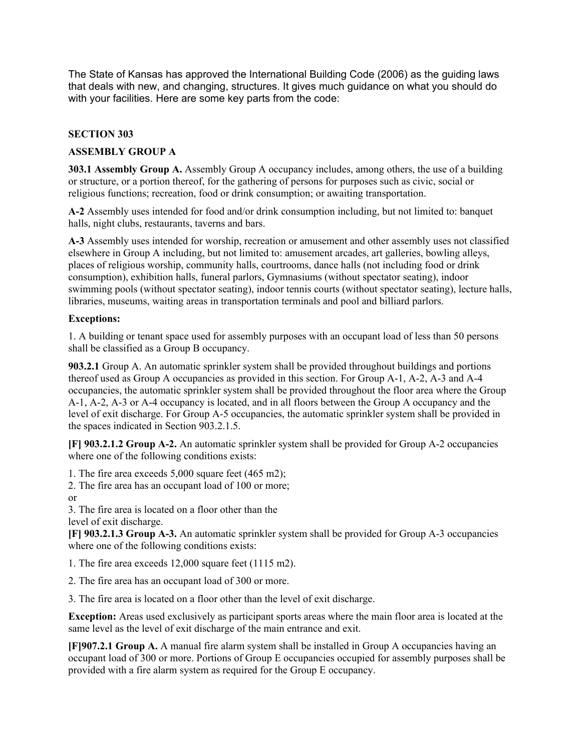The State of Kansas has approved the International Building Code (2006) as the guiding laws that deals with new, and changing, structures. It gives much guidance on what you should do with your facilities. Here are some key parts from the code:

**SECTION 303**

**ASSEMBLY GROUP A**

**303.1 Assembly Group A.** Assembly Group A occupancy includes, among others, the use of a building or structure, or a portion thereof, for the gathering of persons for purposes such as civic, social or religious functions; recreation, food or drink consumption; or awaiting transportation.

**A-2** Assembly uses intended for food and/or drink consumption including, but not limited to: banquet halls, night clubs, restaurants, taverns and bars.

**A-3** Assembly uses intended for worship, recreation or amusement and other assembly uses not classified elsewhere in Group A including, but not limited to: amusement arcades, art galleries, bowling alleys, places of religious worship, community halls, courtrooms, dance halls (not including food or drink consumption), exhibition halls, funeral parlors, Gymnasiums (without spectator seating), indoor swimming pools (without spectator seating), indoor tennis courts (without spectator seating), lecture halls, libraries, museums, waiting areas in transportation terminals and pool and billiard parlors.

**Exceptions:**

1. A building or tenant space used for assembly purposes with an occupant load of less than 50 persons shall be classified as a Group B occupancy.

**903.2.1** Group A. An automatic sprinkler system shall be provided throughout buildings and portions thereof used as Group A occupancies as provided in this section. For Group A-1, A-2, A-3 and A-4 occupancies, the automatic sprinkler system shall be provided throughout the floor area where the Group A-1, A-2, A-3 or A-4 occupancy is located, and in all floors between the Group A occupancy and the level of exit discharge. For Group A-5 occupancies, the automatic sprinkler system shall be provided in the spaces indicated in Section 903.2.1.5.

**[F] 903.2.1.2 Group A-2.** An automatic sprinkler system shall be provided for Group A-2 occupancies where one of the following conditions exists:

1. The fire area exceeds 5,000 square feet (465 m2);
2. The fire area has an occupant load of 100 or more;
or
3. The fire area is located on a floor other than the level of exit discharge.

**[F] 903.2.1.3 Group A-3.** An automatic sprinkler system shall be provided for Group A-3 occupancies where one of the following conditions exists:

1. The fire area exceeds 12,000 square feet (1115 m2).

2. The fire area has an occupant load of 300 or more.

3. The fire area is located on a floor other than the level of exit discharge.

**Exception:** Areas used exclusively as participant sports areas where the main floor area is located at the same level as the level of exit discharge of the main entrance and exit.

**[F]907.2.1 Group A.** A manual fire alarm system shall be installed in Group A occupancies having an occupant load of 300 or more. Portions of Group E occupancies occupied for assembly purposes shall be provided with a fire alarm system as required for the Group E occupancy.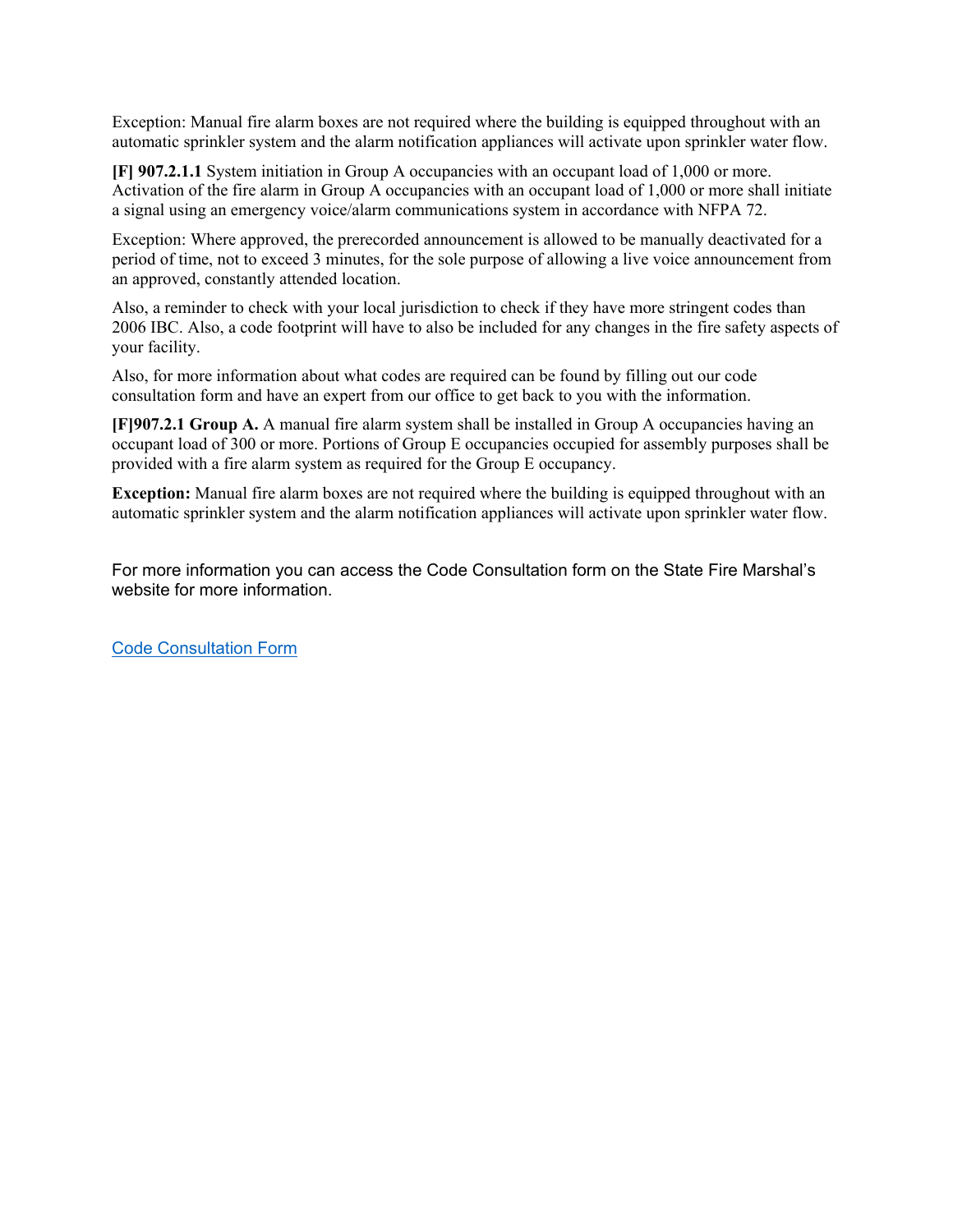Exception: Manual fire alarm boxes are not required where the building is equipped throughout with an automatic sprinkler system and the alarm notification appliances will activate upon sprinkler water flow.

**[F] 907.2.1.1** System initiation in Group A occupancies with an occupant load of 1,000 or more. Activation of the fire alarm in Group A occupancies with an occupant load of 1,000 or more shall initiate a signal using an emergency voice/alarm communications system in accordance with NFPA 72.

Exception: Where approved, the prerecorded announcement is allowed to be manually deactivated for a period of time, not to exceed 3 minutes, for the sole purpose of allowing a live voice announcement from an approved, constantly attended location.

Also, a reminder to check with your local jurisdiction to check if they have more stringent codes than 2006 IBC. Also, a code footprint will have to also be included for any changes in the fire safety aspects of your facility.

Also, for more information about what codes are required can be found by filling out our code consultation form and have an expert from our office to get back to you with the information.

**[F]907.2.1 Group A.** A manual fire alarm system shall be installed in Group A occupancies having an occupant load of 300 or more. Portions of Group E occupancies occupied for assembly purposes shall be provided with a fire alarm system as required for the Group E occupancy.

**Exception:** Manual fire alarm boxes are not required where the building is equipped throughout with an automatic sprinkler system and the alarm notification appliances will activate upon sprinkler water flow.

For more information you can access the Code Consultation form on the State Fire Marshal's website for more information.

Code Consultation Form